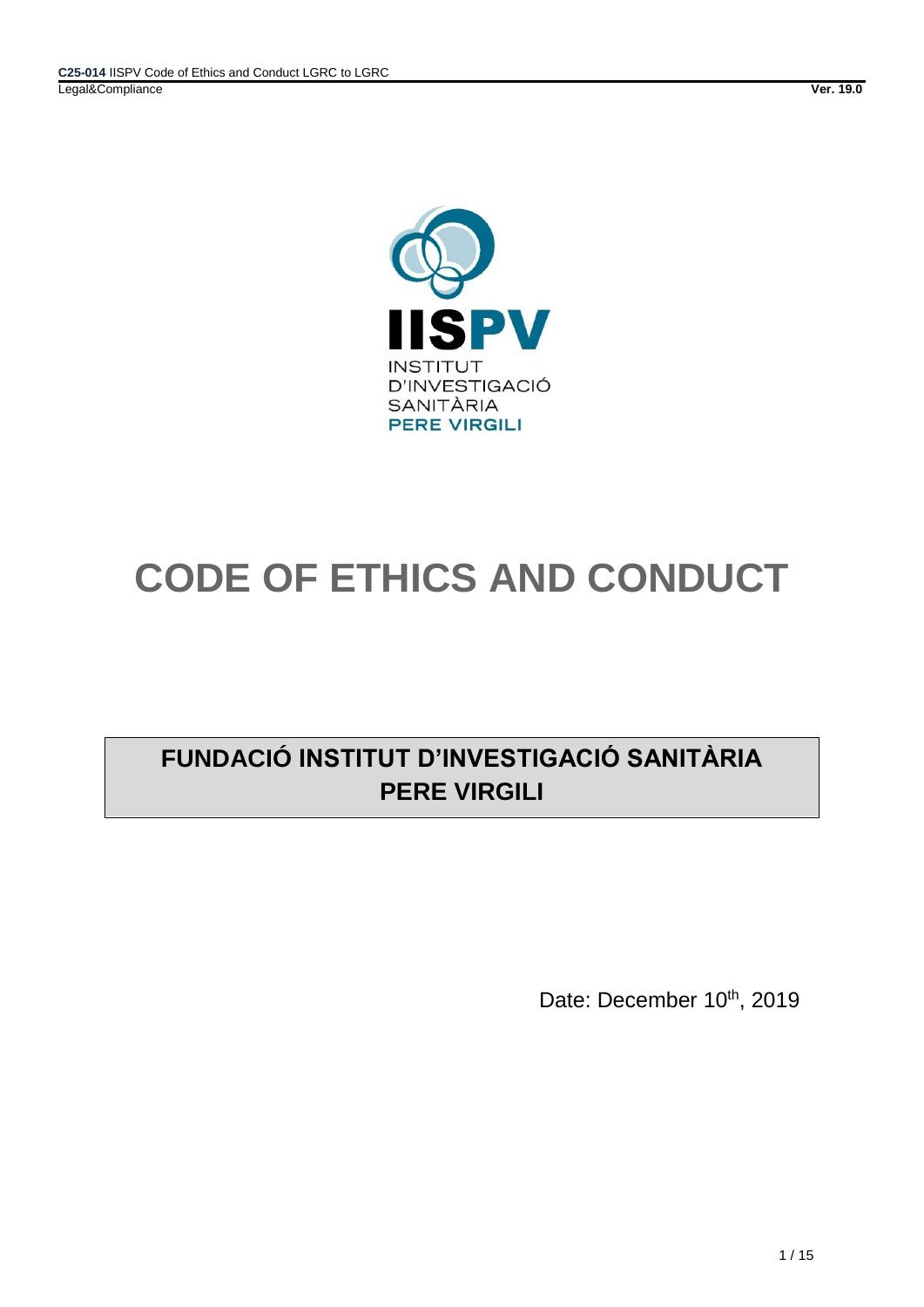INSTITUT D'INVESTIGACIÓ SANITÀRIA PERE VIRGILI

# CODE OF ETHICS AND CONDUCT

## FUNDACIÓ INSTITUT D'INVESTIGACIÓ SANITÀRIA PERE VIRGILI

Date: December 10th, 2019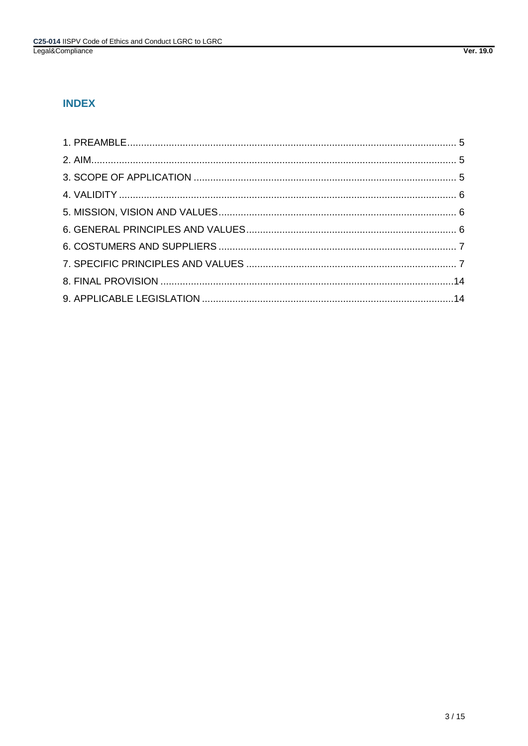# INDEX

1. PREAMBLE ........ 5
2. AIM ........ 5
3. SCOPE OF APPLICATION ........ 5
4. VALIDITY ........ 6
5. MISSION, VISION AND VALUES ........ 6
6. GENERAL PRINCIPLES AND VALUES ........ 6
6. COSTUMERS AND SUPPLIERS ........ 7
7. SPECIFIC PRINCIPLES AND VALUES ........ 7
8. FINAL PROVISION ........ 14
9. APPLICABLE LEGISLATION ........ 14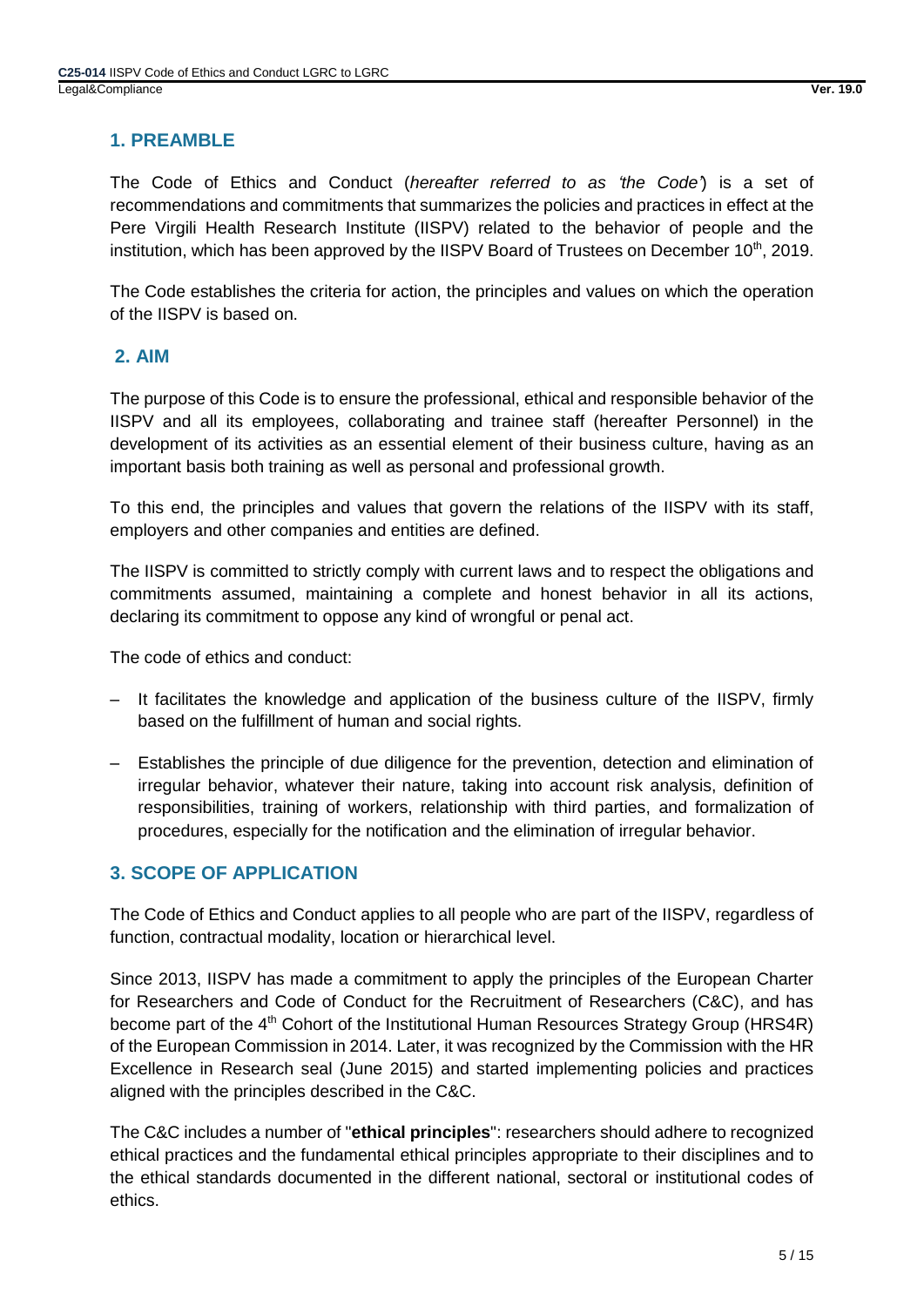## 1. PREAMBLE

The Code of Ethics and Conduct (*hereafter referred to as 'the Code'*) is a set of recommendations and commitments that summarizes the policies and practices in effect at the Pere Virgili Health Research Institute (IISPV) related to the behavior of people and the institution, which has been approved by the IISPV Board of Trustees on December 10th, 2019.

The Code establishes the criteria for action, the principles and values on which the operation of the IISPV is based on.

## 2. AIM

The purpose of this Code is to ensure the professional, ethical and responsible behavior of the IISPV and all its employees, collaborating and trainee staff (hereafter Personnel) in the development of its activities as an essential element of their business culture, having as an important basis both training as well as personal and professional growth.

To this end, the principles and values that govern the relations of the IISPV with its staff, employers and other companies and entities are defined.

The IISPV is committed to strictly comply with current laws and to respect the obligations and commitments assumed, maintaining a complete and honest behavior in all its actions, declaring its commitment to oppose any kind of wrongful or penal act.

The code of ethics and conduct:

- It facilitates the knowledge and application of the business culture of the IISPV, firmly based on the fulfillment of human and social rights.
- Establishes the principle of due diligence for the prevention, detection and elimination of irregular behavior, whatever their nature, taking into account risk analysis, definition of responsibilities, training of workers, relationship with third parties, and formalization of procedures, especially for the notification and the elimination of irregular behavior.

## 3. SCOPE OF APPLICATION

The Code of Ethics and Conduct applies to all people who are part of the IISPV, regardless of function, contractual modality, location or hierarchical level.

Since 2013, IISPV has made a commitment to apply the principles of the European Charter for Researchers and Code of Conduct for the Recruitment of Researchers (C&C), and has become part of the 4th Cohort of the Institutional Human Resources Strategy Group (HRS4R) of the European Commission in 2014. Later, it was recognized by the Commission with the HR Excellence in Research seal (June 2015) and started implementing policies and practices aligned with the principles described in the C&C.

The C&C includes a number of "**ethical principles**": researchers should adhere to recognized ethical practices and the fundamental ethical principles appropriate to their disciplines and to the ethical standards documented in the different national, sectoral or institutional codes of ethics.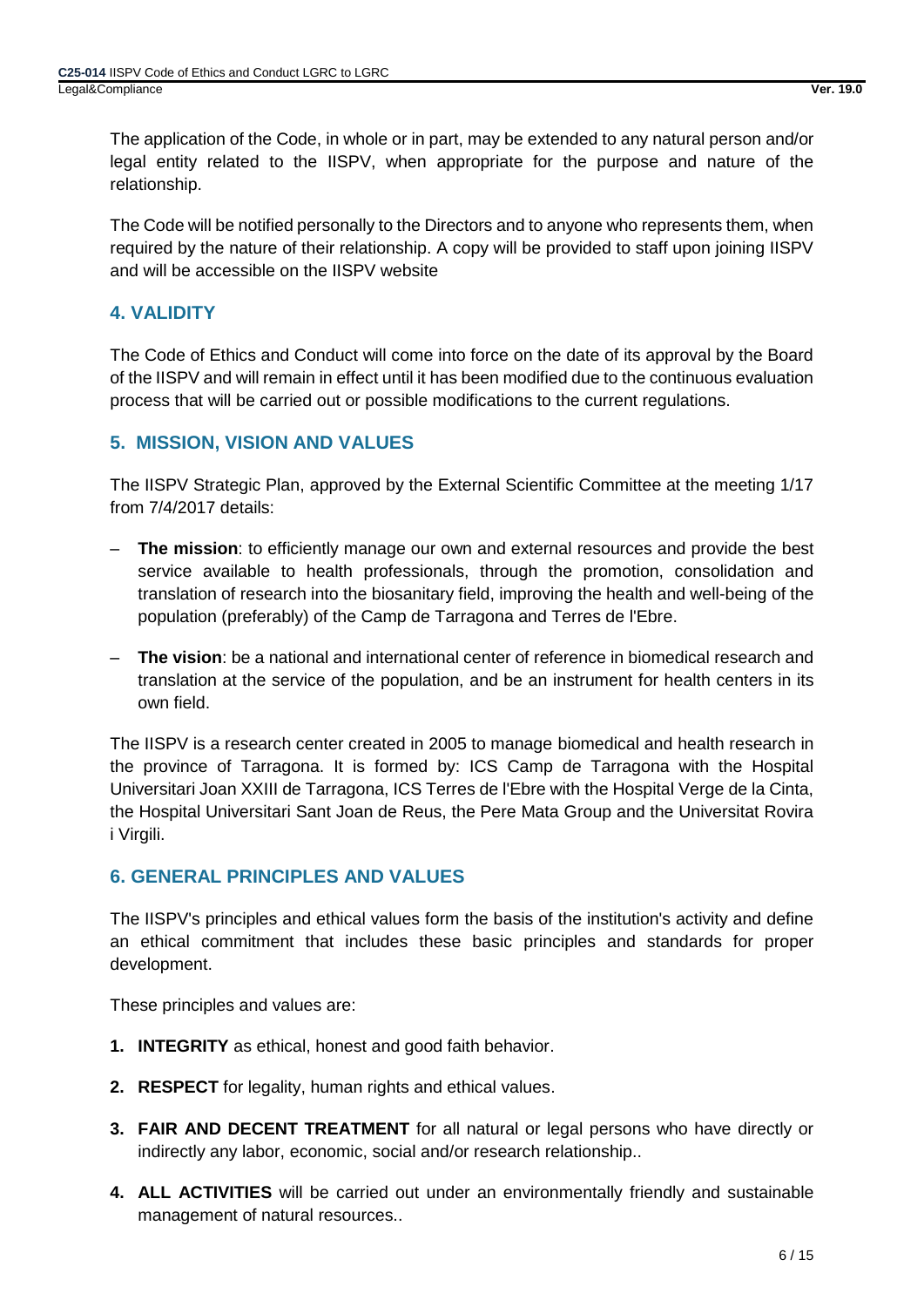The application of the Code, in whole or in part, may be extended to any natural person and/or legal entity related to the IISPV, when appropriate for the purpose and nature of the relationship.

The Code will be notified personally to the Directors and to anyone who represents them, when required by the nature of their relationship. A copy will be provided to staff upon joining IISPV and will be accessible on the IISPV website

## 4. VALIDITY

The Code of Ethics and Conduct will come into force on the date of its approval by the Board of the IISPV and will remain in effect until it has been modified due to the continuous evaluation process that will be carried out or possible modifications to the current regulations.

## 5. MISSION, VISION AND VALUES

The IISPV Strategic Plan, approved by the External Scientific Committee at the meeting 1/17 from 7/4/2017 details:

– **The mission**: to efficiently manage our own and external resources and provide the best service available to health professionals, through the promotion, consolidation and translation of research into the biosanitary field, improving the health and well-being of the population (preferably) of the Camp de Tarragona and Terres de l'Ebre.

– **The vision**: be a national and international center of reference in biomedical research and translation at the service of the population, and be an instrument for health centers in its own field.

The IISPV is a research center created in 2005 to manage biomedical and health research in the province of Tarragona. It is formed by: ICS Camp de Tarragona with the Hospital Universitari Joan XXIII de Tarragona, ICS Terres de l'Ebre with the Hospital Verge de la Cinta, the Hospital Universitari Sant Joan de Reus, the Pere Mata Group and the Universitat Rovira i Virgili.

## 6. GENERAL PRINCIPLES AND VALUES

The IISPV's principles and ethical values form the basis of the institution's activity and define an ethical commitment that includes these basic principles and standards for proper development.

These principles and values are:

1. **INTEGRITY** as ethical, honest and good faith behavior.
2. **RESPECT** for legality, human rights and ethical values.
3. **FAIR AND DECENT TREATMENT** for all natural or legal persons who have directly or indirectly any labor, economic, social and/or research relationship..
4. **ALL ACTIVITIES** will be carried out under an environmentally friendly and sustainable management of natural resources..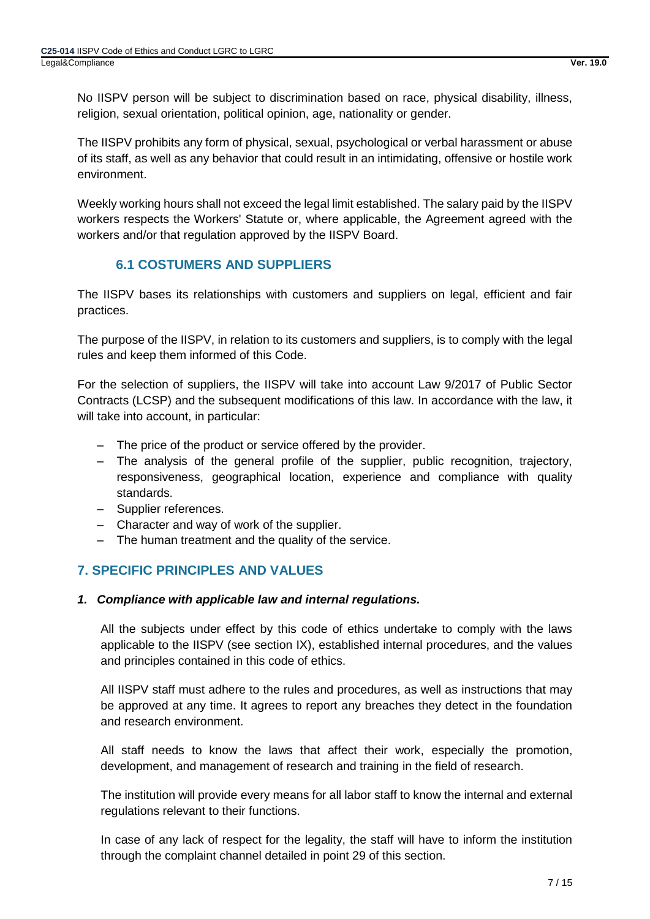No IISPV person will be subject to discrimination based on race, physical disability, illness, religion, sexual orientation, political opinion, age, nationality or gender.

The IISPV prohibits any form of physical, sexual, psychological or verbal harassment or abuse of its staff, as well as any behavior that could result in an intimidating, offensive or hostile work environment.

Weekly working hours shall not exceed the legal limit established. The salary paid by the IISPV workers respects the Workers' Statute or, where applicable, the Agreement agreed with the workers and/or that regulation approved by the IISPV Board.

### 6.1 COSTUMERS AND SUPPLIERS

The IISPV bases its relationships with customers and suppliers on legal, efficient and fair practices.

The purpose of the IISPV, in relation to its customers and suppliers, is to comply with the legal rules and keep them informed of this Code.

For the selection of suppliers, the IISPV will take into account Law 9/2017 of Public Sector Contracts (LCSP) and the subsequent modifications of this law. In accordance with the law, it will take into account, in particular:

- The price of the product or service offered by the provider.
- The analysis of the general profile of the supplier, public recognition, trajectory, responsiveness, geographical location, experience and compliance with quality standards.
- Supplier references.
- Character and way of work of the supplier.
- The human treatment and the quality of the service.

## 7. SPECIFIC PRINCIPLES AND VALUES

**_1. Compliance with applicable law and internal regulations._**

All the subjects under effect by this code of ethics undertake to comply with the laws applicable to the IISPV (see section IX), established internal procedures, and the values and principles contained in this code of ethics.

All IISPV staff must adhere to the rules and procedures, as well as instructions that may be approved at any time. It agrees to report any breaches they detect in the foundation and research environment.

All staff needs to know the laws that affect their work, especially the promotion, development, and management of research and training in the field of research.

The institution will provide every means for all labor staff to know the internal and external regulations relevant to their functions.

In case of any lack of respect for the legality, the staff will have to inform the institution through the complaint channel detailed in point 29 of this section.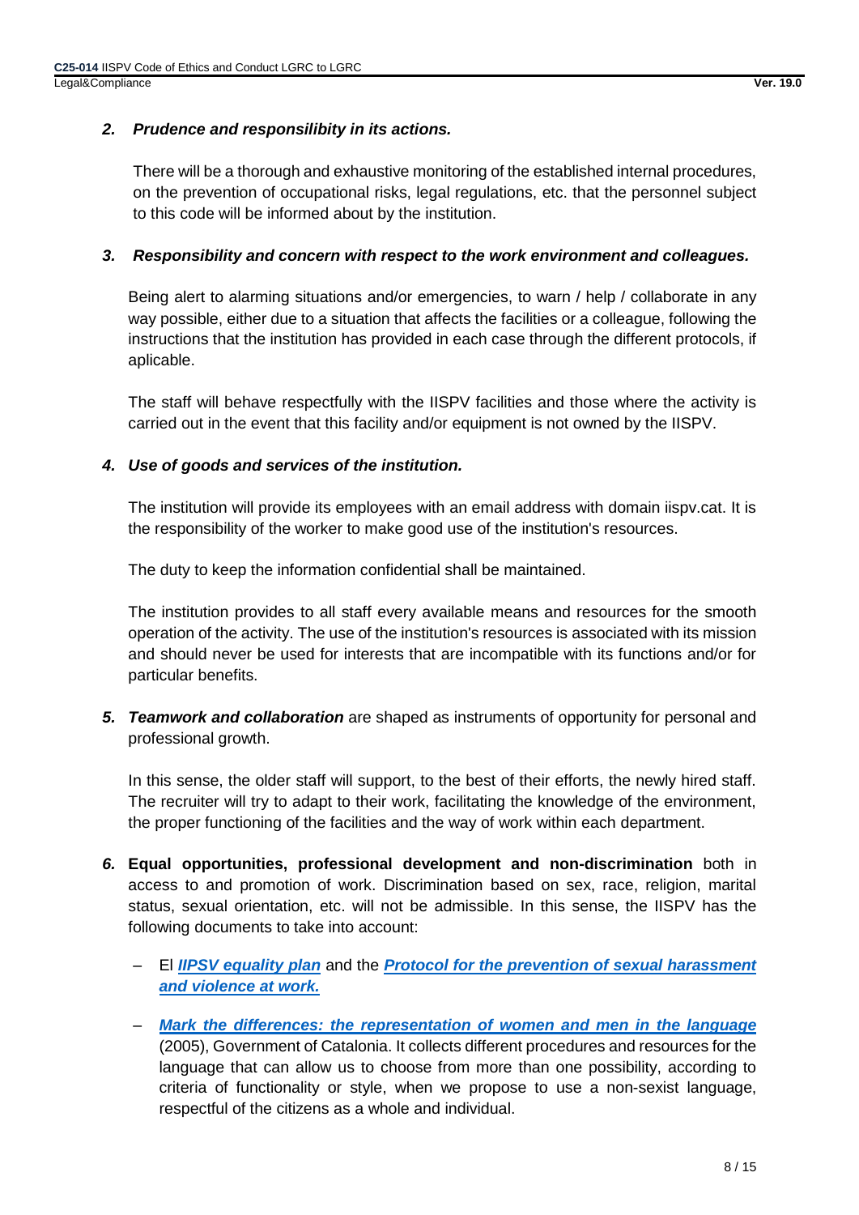2. ***Prudence and responsilibity in its actions.***

   There will be a thorough and exhaustive monitoring of the established internal procedures, on the prevention of occupational risks, legal regulations, etc. that the personnel subject to this code will be informed about by the institution.

3. ***Responsibility and concern with respect to the work environment and colleagues.***

   Being alert to alarming situations and/or emergencies, to warn / help / collaborate in any way possible, either due to a situation that affects the facilities or a colleague, following the instructions that the institution has provided in each case through the different protocols, if aplicable.

   The staff will behave respectfully with the IISPV facilities and those where the activity is carried out in the event that this facility and/or equipment is not owned by the IISPV.

4. ***Use of goods and services of the institution.***

   The institution will provide its employees with an email address with domain iispv.cat. It is the responsibility of the worker to make good use of the institution's resources.

   The duty to keep the information confidential shall be maintained.

   The institution provides to all staff every available means and resources for the smooth operation of the activity. The use of the institution's resources is associated with its mission and should never be used for interests that are incompatible with its functions and/or for particular benefits.

5. ***Teamwork and collaboration*** are shaped as instruments of opportunity for personal and professional growth.

   In this sense, the older staff will support, to the best of their efforts, the newly hired staff. The recruiter will try to adapt to their work, facilitating the knowledge of the environment, the proper functioning of the facilities and the way of work within each department.

6. **Equal opportunities, professional development and non-discrimination** both in access to and promotion of work. Discrimination based on sex, race, religion, marital status, sexual orientation, etc. will not be admissible. In this sense, the IISPV has the following documents to take into account:

   – El ***IIPSV equality plan*** and the ***Protocol for the prevention of sexual harassment and violence at work.***

   – ***Mark the differences: the representation of women and men in the language*** (2005), Government of Catalonia. It collects different procedures and resources for the language that can allow us to choose from more than one possibility, according to criteria of functionality or style, when we propose to use a non-sexist language, respectful of the citizens as a whole and individual.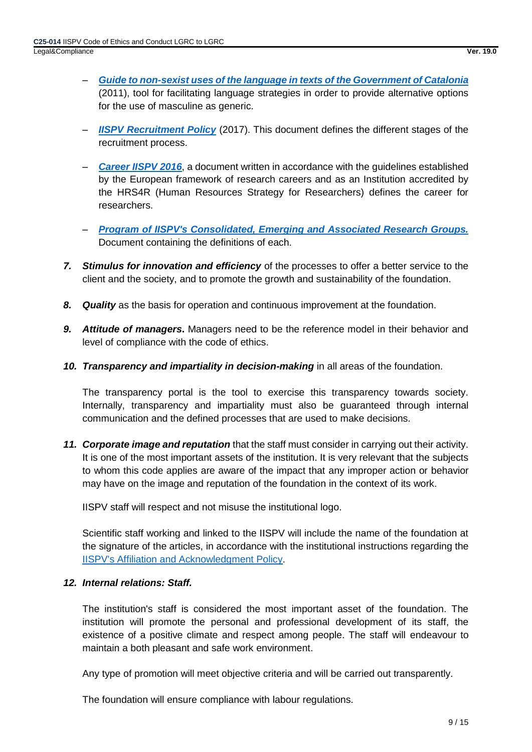- ***Guide to non-sexist uses of the language in texts of the Government of Catalonia*** (2011), tool for facilitating language strategies in order to provide alternative options for the use of masculine as generic.

- ***IISPV Recruitment Policy*** (2017). This document defines the different stages of the recruitment process.

- ***Career IISPV 2016***, a document written in accordance with the guidelines established by the European framework of research careers and as an Institution accredited by the HRS4R (Human Resources Strategy for Researchers) defines the career for researchers.

- ***Program of IISPV's Consolidated, Emerging and Associated Research Groups.*** Document containing the definitions of each.

7. ***Stimulus for innovation and efficiency*** of the processes to offer a better service to the client and the society, and to promote the growth and sustainability of the foundation.

8. ***Quality*** as the basis for operation and continuous improvement at the foundation.

9. ***Attitude of managers*. ** Managers need to be the reference model in their behavior and level of compliance with the code of ethics.

10. ***Transparency and impartiality in decision-making*** in all areas of the foundation.

    The transparency portal is the tool to exercise this transparency towards society. Internally, transparency and impartiality must also be guaranteed through internal communication and the defined processes that are used to make decisions.

11. ***Corporate image and reputation*** that the staff must consider in carrying out their activity. It is one of the most important assets of the institution. It is very relevant that the subjects to whom this code applies are aware of the impact that any improper action or behavior may have on the image and reputation of the foundation in the context of its work.

    IISPV staff will respect and not misuse the institutional logo.

    Scientific staff working and linked to the IISPV will include the name of the foundation at the signature of the articles, in accordance with the institutional instructions regarding the IISPV's Affiliation and Acknowledgment Policy.

12. ***Internal relations: Staff.***

    The institution's staff is considered the most important asset of the foundation. The institution will promote the personal and professional development of its staff, the existence of a positive climate and respect among people. The staff will endeavour to maintain a both pleasant and safe work environment.

    Any type of promotion will meet objective criteria and will be carried out transparently.

    The foundation will ensure compliance with labour regulations.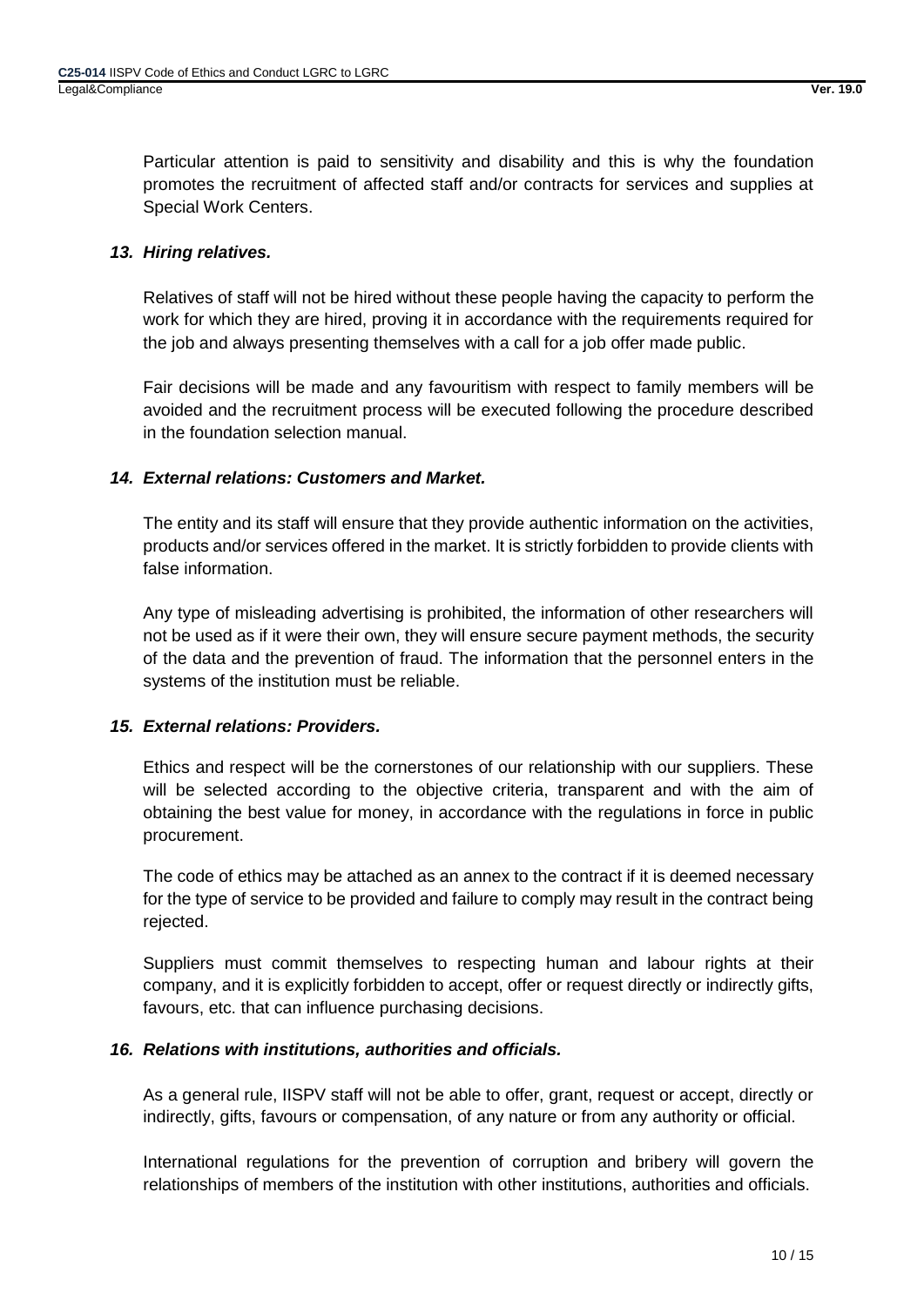Particular attention is paid to sensitivity and disability and this is why the foundation promotes the recruitment of affected staff and/or contracts for services and supplies at Special Work Centers.

### *13. Hiring relatives.*

Relatives of staff will not be hired without these people having the capacity to perform the work for which they are hired, proving it in accordance with the requirements required for the job and always presenting themselves with a call for a job offer made public.

Fair decisions will be made and any favouritism with respect to family members will be avoided and the recruitment process will be executed following the procedure described in the foundation selection manual.

### *14. External relations: Customers and Market.*

The entity and its staff will ensure that they provide authentic information on the activities, products and/or services offered in the market. It is strictly forbidden to provide clients with false information.

Any type of misleading advertising is prohibited, the information of other researchers will not be used as if it were their own, they will ensure secure payment methods, the security of the data and the prevention of fraud. The information that the personnel enters in the systems of the institution must be reliable.

### *15. External relations: Providers.*

Ethics and respect will be the cornerstones of our relationship with our suppliers. These will be selected according to the objective criteria, transparent and with the aim of obtaining the best value for money, in accordance with the regulations in force in public procurement.

The code of ethics may be attached as an annex to the contract if it is deemed necessary for the type of service to be provided and failure to comply may result in the contract being rejected.

Suppliers must commit themselves to respecting human and labour rights at their company, and it is explicitly forbidden to accept, offer or request directly or indirectly gifts, favours, etc. that can influence purchasing decisions.

### *16. Relations with institutions, authorities and officials.*

As a general rule, IISPV staff will not be able to offer, grant, request or accept, directly or indirectly, gifts, favours or compensation, of any nature or from any authority or official.

International regulations for the prevention of corruption and bribery will govern the relationships of members of the institution with other institutions, authorities and officials.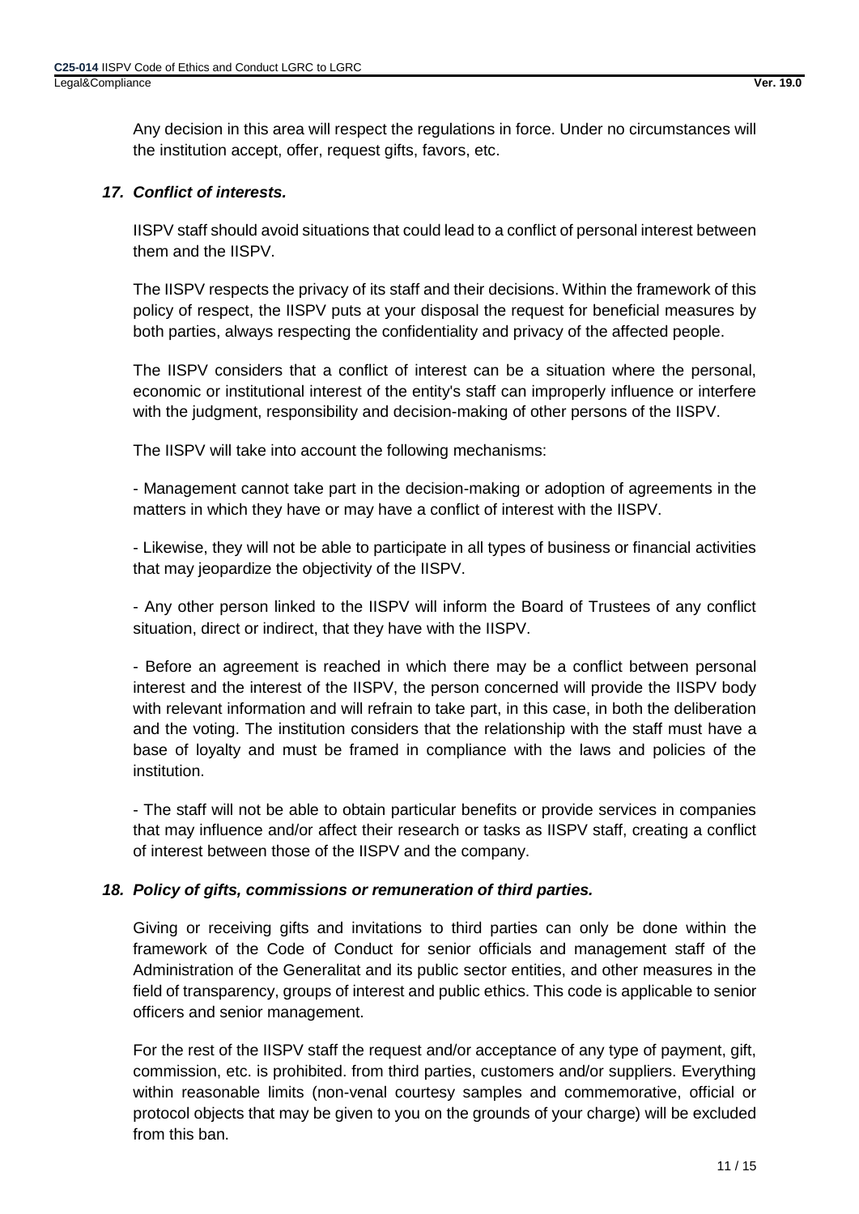Any decision in this area will respect the regulations in force. Under no circumstances will the institution accept, offer, request gifts, favors, etc.

### *17. Conflict of interests.*

IISPV staff should avoid situations that could lead to a conflict of personal interest between them and the IISPV.

The IISPV respects the privacy of its staff and their decisions. Within the framework of this policy of respect, the IISPV puts at your disposal the request for beneficial measures by both parties, always respecting the confidentiality and privacy of the affected people.

The IISPV considers that a conflict of interest can be a situation where the personal, economic or institutional interest of the entity's staff can improperly influence or interfere with the judgment, responsibility and decision-making of other persons of the IISPV.

The IISPV will take into account the following mechanisms:

- Management cannot take part in the decision-making or adoption of agreements in the matters in which they have or may have a conflict of interest with the IISPV.

- Likewise, they will not be able to participate in all types of business or financial activities that may jeopardize the objectivity of the IISPV.

- Any other person linked to the IISPV will inform the Board of Trustees of any conflict situation, direct or indirect, that they have with the IISPV.

- Before an agreement is reached in which there may be a conflict between personal interest and the interest of the IISPV, the person concerned will provide the IISPV body with relevant information and will refrain to take part, in this case, in both the deliberation and the voting. The institution considers that the relationship with the staff must have a base of loyalty and must be framed in compliance with the laws and policies of the institution.

- The staff will not be able to obtain particular benefits or provide services in companies that may influence and/or affect their research or tasks as IISPV staff, creating a conflict of interest between those of the IISPV and the company.

### *18. Policy of gifts, commissions or remuneration of third parties.*

Giving or receiving gifts and invitations to third parties can only be done within the framework of the Code of Conduct for senior officials and management staff of the Administration of the Generalitat and its public sector entities, and other measures in the field of transparency, groups of interest and public ethics. This code is applicable to senior officers and senior management.

For the rest of the IISPV staff the request and/or acceptance of any type of payment, gift, commission, etc. is prohibited. from third parties, customers and/or suppliers. Everything within reasonable limits (non-venal courtesy samples and commemorative, official or protocol objects that may be given to you on the grounds of your charge) will be excluded from this ban.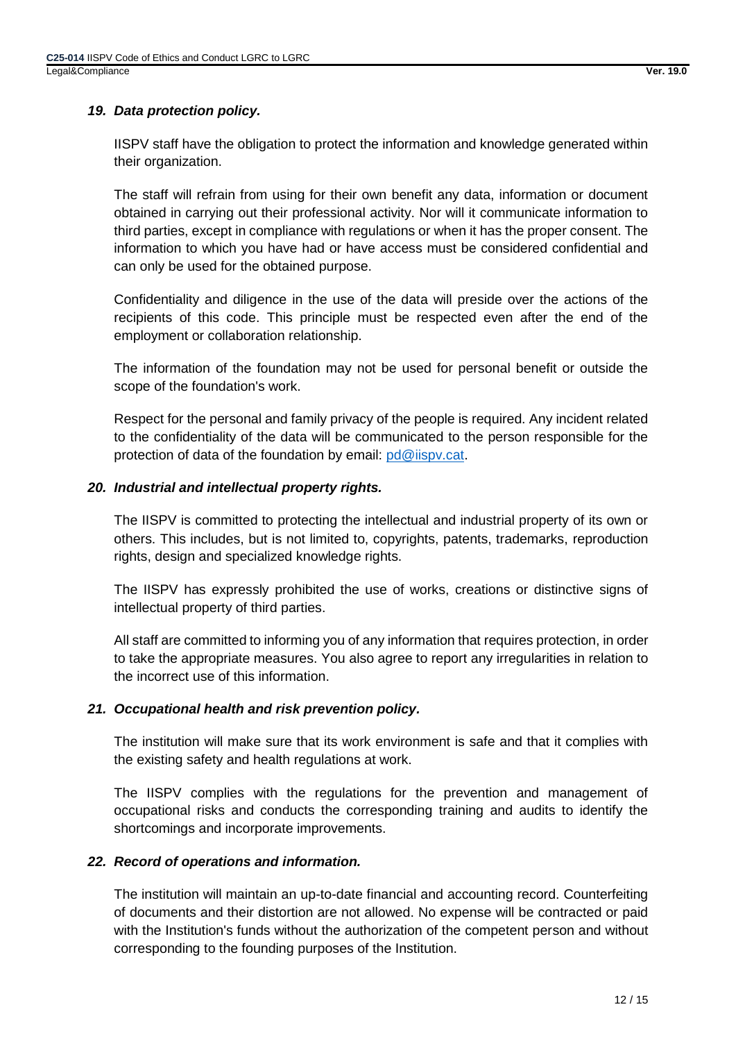### *19. Data protection policy.*

IISPV staff have the obligation to protect the information and knowledge generated within their organization.

The staff will refrain from using for their own benefit any data, information or document obtained in carrying out their professional activity. Nor will it communicate information to third parties, except in compliance with regulations or when it has the proper consent. The information to which you have had or have access must be considered confidential and can only be used for the obtained purpose.

Confidentiality and diligence in the use of the data will preside over the actions of the recipients of this code. This principle must be respected even after the end of the employment or collaboration relationship.

The information of the foundation may not be used for personal benefit or outside the scope of the foundation's work.

Respect for the personal and family privacy of the people is required. Any incident related to the confidentiality of the data will be communicated to the person responsible for the protection of data of the foundation by email: pd@iispv.cat.

### *20. Industrial and intellectual property rights.*

The IISPV is committed to protecting the intellectual and industrial property of its own or others. This includes, but is not limited to, copyrights, patents, trademarks, reproduction rights, design and specialized knowledge rights.

The IISPV has expressly prohibited the use of works, creations or distinctive signs of intellectual property of third parties.

All staff are committed to informing you of any information that requires protection, in order to take the appropriate measures. You also agree to report any irregularities in relation to the incorrect use of this information.

### *21. Occupational health and risk prevention policy.*

The institution will make sure that its work environment is safe and that it complies with the existing safety and health regulations at work.

The IISPV complies with the regulations for the prevention and management of occupational risks and conducts the corresponding training and audits to identify the shortcomings and incorporate improvements.

### *22. Record of operations and information.*

The institution will maintain an up-to-date financial and accounting record. Counterfeiting of documents and their distortion are not allowed. No expense will be contracted or paid with the Institution's funds without the authorization of the competent person and without corresponding to the founding purposes of the Institution.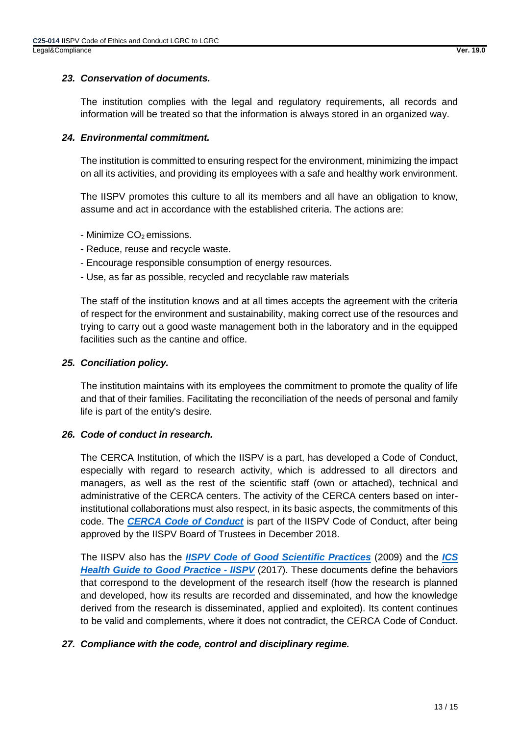### *23. Conservation of documents.*

The institution complies with the legal and regulatory requirements, all records and information will be treated so that the information is always stored in an organized way.

### *24. Environmental commitment.*

The institution is committed to ensuring respect for the environment, minimizing the impact on all its activities, and providing its employees with a safe and healthy work environment.

The IISPV promotes this culture to all its members and all have an obligation to know, assume and act in accordance with the established criteria. The actions are:

- Minimize $CO_2$ emissions.
- Reduce, reuse and recycle waste.
- Encourage responsible consumption of energy resources.
- Use, as far as possible, recycled and recyclable raw materials

The staff of the institution knows and at all times accepts the agreement with the criteria of respect for the environment and sustainability, making correct use of the resources and trying to carry out a good waste management both in the laboratory and in the equipped facilities such as the cantine and office.

### *25. Conciliation policy.*

The institution maintains with its employees the commitment to promote the quality of life and that of their families. Facilitating the reconciliation of the needs of personal and family life is part of the entity's desire.

### *26. Code of conduct in research.*

The CERCA Institution, of which the IISPV is a part, has developed a Code of Conduct, especially with regard to research activity, which is addressed to all directors and managers, as well as the rest of the scientific staff (own or attached), technical and administrative of the CERCA centers. The activity of the CERCA centers based on inter-institutional collaborations must also respect, in its basic aspects, the commitments of this code. The ***CERCA Code of Conduct*** is part of the IISPV Code of Conduct, after being approved by the IISPV Board of Trustees in December 2018.

The IISPV also has the ***IISPV Code of Good Scientific Practices*** (2009) and the ***ICS Health Guide to Good Practice - IISPV*** (2017). These documents define the behaviors that correspond to the development of the research itself (how the research is planned and developed, how its results are recorded and disseminated, and how the knowledge derived from the research is disseminated, applied and exploited). Its content continues to be valid and complements, where it does not contradict, the CERCA Code of Conduct.

### *27. Compliance with the code, control and disciplinary regime.*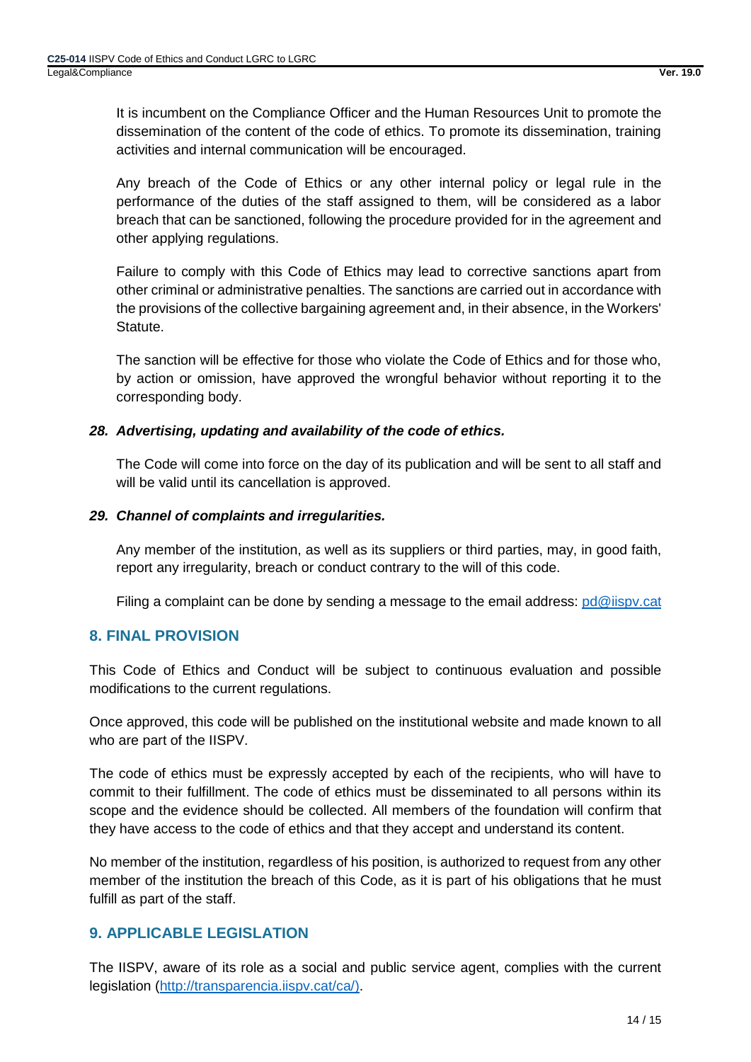It is incumbent on the Compliance Officer and the Human Resources Unit to promote the dissemination of the content of the code of ethics. To promote its dissemination, training activities and internal communication will be encouraged.

Any breach of the Code of Ethics or any other internal policy or legal rule in the performance of the duties of the staff assigned to them, will be considered as a labor breach that can be sanctioned, following the procedure provided for in the agreement and other applying regulations.

Failure to comply with this Code of Ethics may lead to corrective sanctions apart from other criminal or administrative penalties. The sanctions are carried out in accordance with the provisions of the collective bargaining agreement and, in their absence, in the Workers' Statute.

The sanction will be effective for those who violate the Code of Ethics and for those who, by action or omission, have approved the wrongful behavior without reporting it to the corresponding body.

***28. Advertising, updating and availability of the code of ethics.***

The Code will come into force on the day of its publication and will be sent to all staff and will be valid until its cancellation is approved.

***29. Channel of complaints and irregularities.***

Any member of the institution, as well as its suppliers or third parties, may, in good faith, report any irregularity, breach or conduct contrary to the will of this code.

Filing a complaint can be done by sending a message to the email address: pd@iispv.cat

## 8. FINAL PROVISION

This Code of Ethics and Conduct will be subject to continuous evaluation and possible modifications to the current regulations.

Once approved, this code will be published on the institutional website and made known to all who are part of the IISPV.

The code of ethics must be expressly accepted by each of the recipients, who will have to commit to their fulfillment. The code of ethics must be disseminated to all persons within its scope and the evidence should be collected. All members of the foundation will confirm that they have access to the code of ethics and that they accept and understand its content.

No member of the institution, regardless of his position, is authorized to request from any other member of the institution the breach of this Code, as it is part of his obligations that he must fulfill as part of the staff.

## 9. APPLICABLE LEGISLATION

The IISPV, aware of its role as a social and public service agent, complies with the current legislation (http://transparencia.iispv.cat/ca/).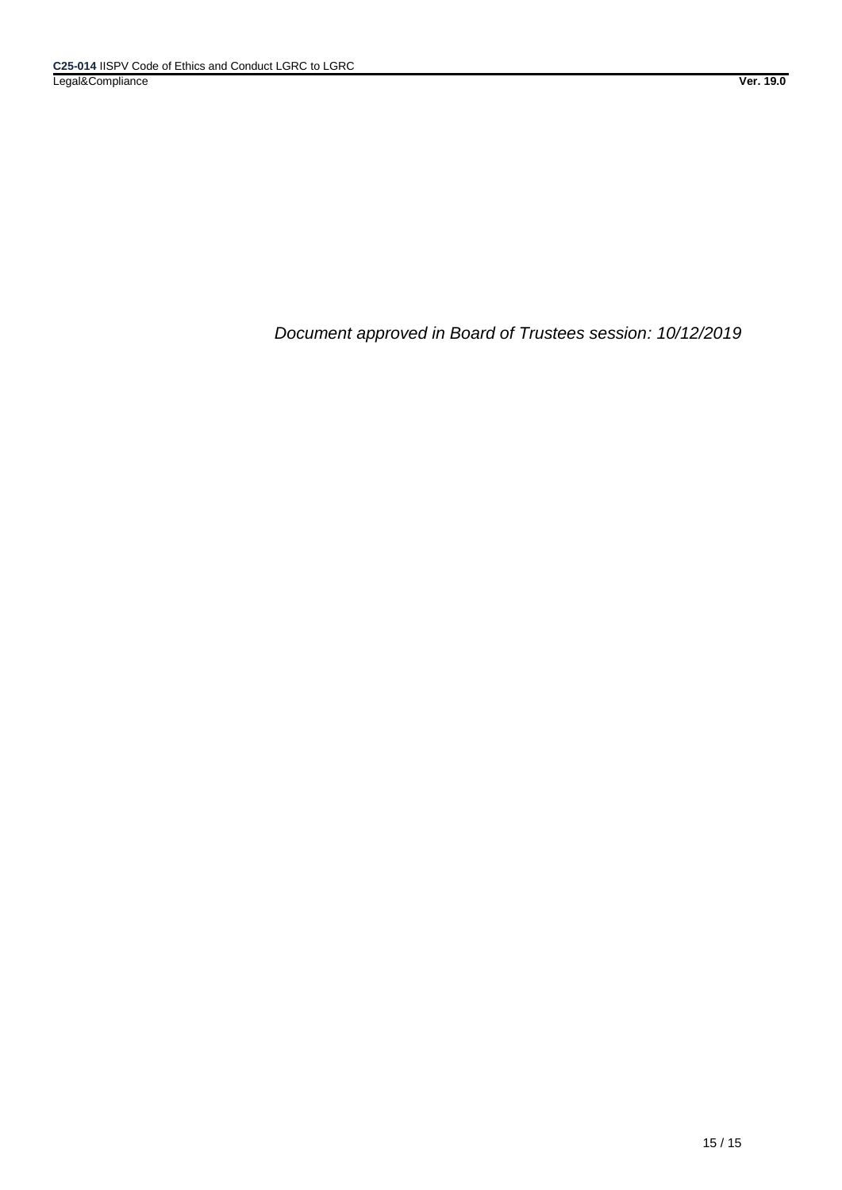*Document approved in Board of Trustees session: 10/12/2019*